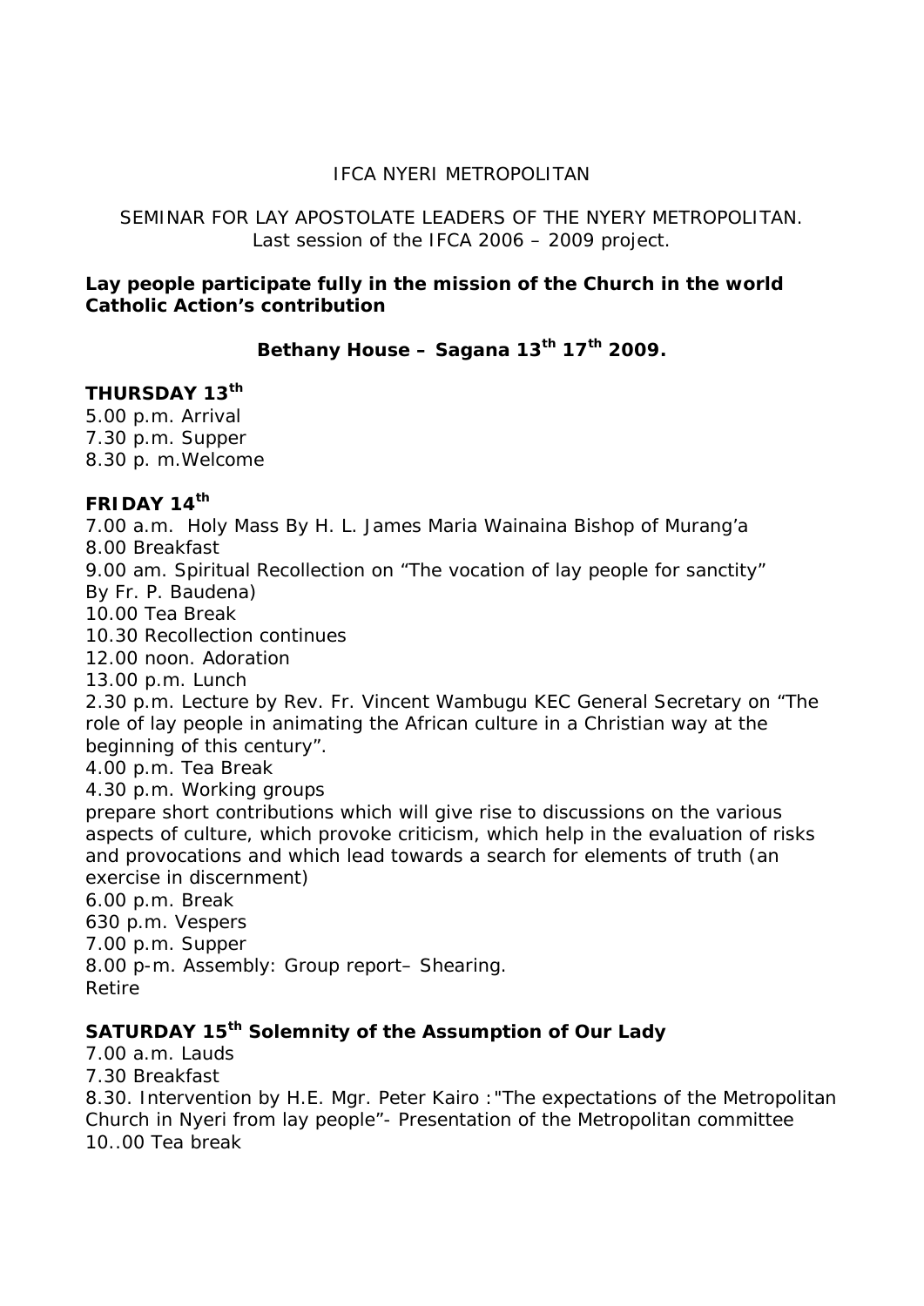IFCA NYERI METROPOLITAN

SEMINAR FOR LAY APOSTOLATE LEADERS OF THE NYERY METROPOLITAN.
Last session of the IFCA 2006 – 2009 project.

**Lay people participate fully in the mission of the Church in the world**
**Catholic Action's contribution**

**Bethany House – Sagana 13th 17th 2009.**

**THURSDAY 13th**

5.00 p.m. Arrival
7.30 p.m. Supper
8.30 p. m.Welcome

**FRIDAY 14th**

7.00 a.m. Holy Mass By H. L. James Maria Wainaina Bishop of Murang'a
8.00 Breakfast
9.00 am. Spiritual Recollection on "The vocation of lay people for sanctity" By Fr. P. Baudena)
10.00 Tea Break
10.30 Recollection continues
12.00 noon. Adoration
13.00 p.m. Lunch
2.30 p.m. Lecture by Rev. Fr. Vincent Wambugu KEC General Secretary on "The role of lay people in animating the African culture in a Christian way at the beginning of this century".
4.00 p.m. Tea Break
4.30 p.m. Working groups
prepare short contributions which will give rise to discussions on the various aspects of culture, which provoke criticism, which help in the evaluation of risks and provocations and which lead towards a search for elements of truth (an exercise in discernment)
6.00 p.m. Break
630 p.m. Vespers
7.00 p.m. Supper
8.00 p-m. Assembly: Group report– Shearing.
Retire

**SATURDAY 15th Solemnity of the Assumption of Our Lady**

7.00 a.m. Lauds
7.30 Breakfast
8.30. Intervention by H.E. Mgr. Peter Kairo :"The expectations of the Metropolitan Church in Nyeri from lay people"- Presentation of the Metropolitan committee
10..00 Tea break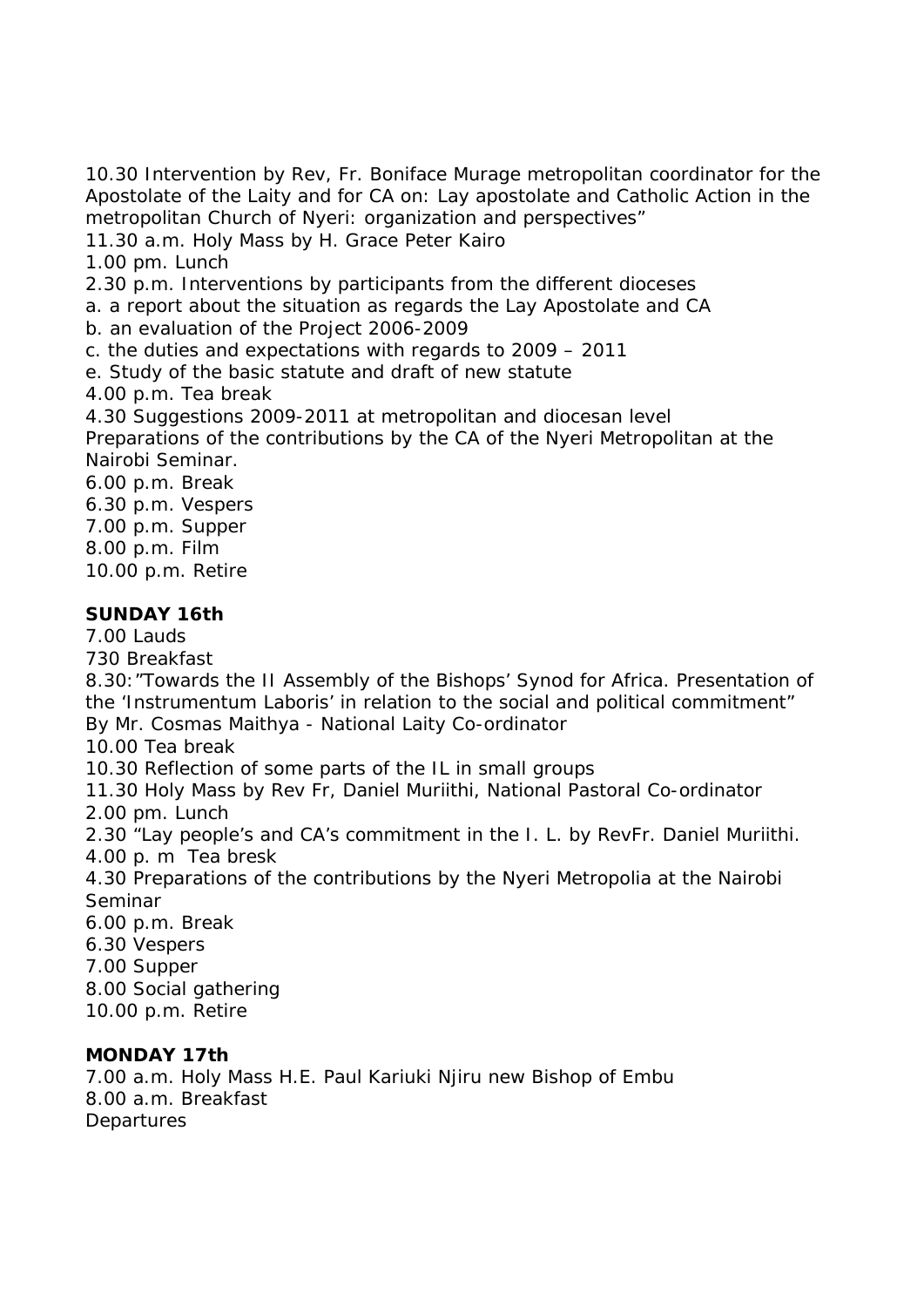10.30 Intervention by Rev, Fr. Boniface Murage metropolitan coordinator for the Apostolate of the Laity and for CA on: Lay apostolate and Catholic Action in the metropolitan Church of Nyeri: organization and perspectives"

11.30 a.m. Holy Mass by H. Grace Peter Kairo

1.00 pm. Lunch

2.30 p.m. Interventions by participants from the different dioceses

a. a report about the situation as regards the Lay Apostolate and CA

b. an evaluation of the Project 2006-2009

c. the duties and expectations with regards to 2009 – 2011

e. Study of the basic statute and draft of new statute

4.00 p.m. Tea break

4.30 Suggestions 2009-2011 at metropolitan and diocesan level

Preparations of the contributions by the CA of the Nyeri Metropolitan at the Nairobi Seminar.

6.00 p.m. Break

6.30 p.m. Vespers

7.00 p.m. Supper

8.00 p.m. Film

10.00 p.m. Retire

**SUNDAY 16th**

7.00 Lauds

730 Breakfast

8.30:"Towards the II Assembly of the Bishops' Synod for Africa. Presentation of the 'Instrumentum Laboris' in relation to the social and political commitment" By Mr. Cosmas Maithya - National Laity Co-ordinator

10.00 Tea break

10.30 Reflection of some parts of the IL in small groups

11.30 Holy Mass by Rev Fr, Daniel Muriithi, National Pastoral Co-ordinator

2.00 pm. Lunch

2.30 "Lay people's and CA's commitment in the I. L. by RevFr. Daniel Muriithi.

4.00 p. m Tea bresk

4.30 Preparations of the contributions by the Nyeri Metropolia at the Nairobi Seminar

6.00 p.m. Break

6.30 Vespers

7.00 Supper

8.00 Social gathering

10.00 p.m. Retire

**MONDAY 17th**

7.00 a.m. Holy Mass H.E. Paul Kariuki Njiru new Bishop of Embu

8.00 a.m. Breakfast

Departures